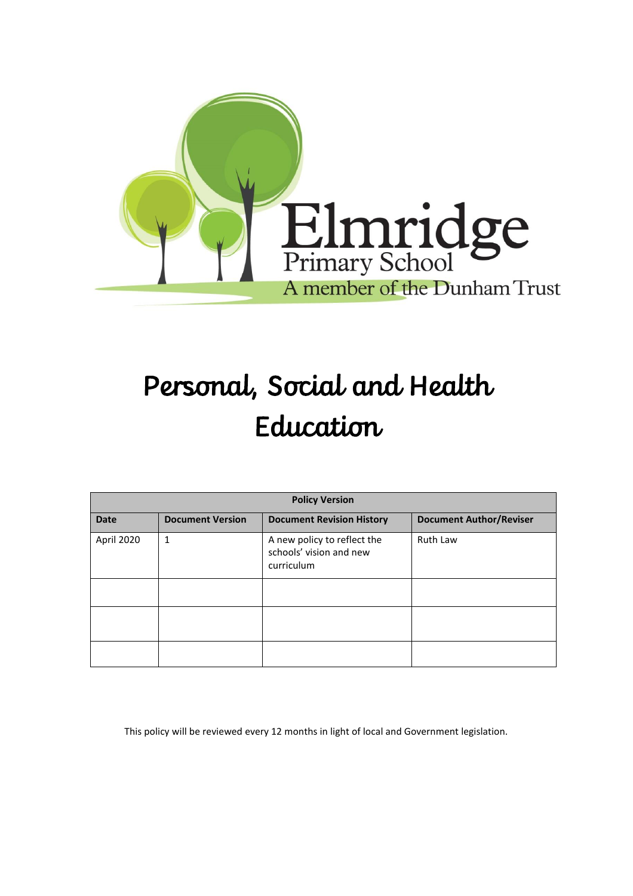Elmridge
Primary School
A member of the Dunham Trust

# Personal, Social and Health Education

| Policy Version | | | |
|---|---|---|---|
| **Date** | **Document Version** | **Document Revision History** | **Document Author/Reviser** |
| April 2020 | 1 | A new policy to reflect the schools' vision and new curriculum | Ruth Law |
| | | | |
| | | | |
| | | | |

This policy will be reviewed every 12 months in light of local and Government legislation.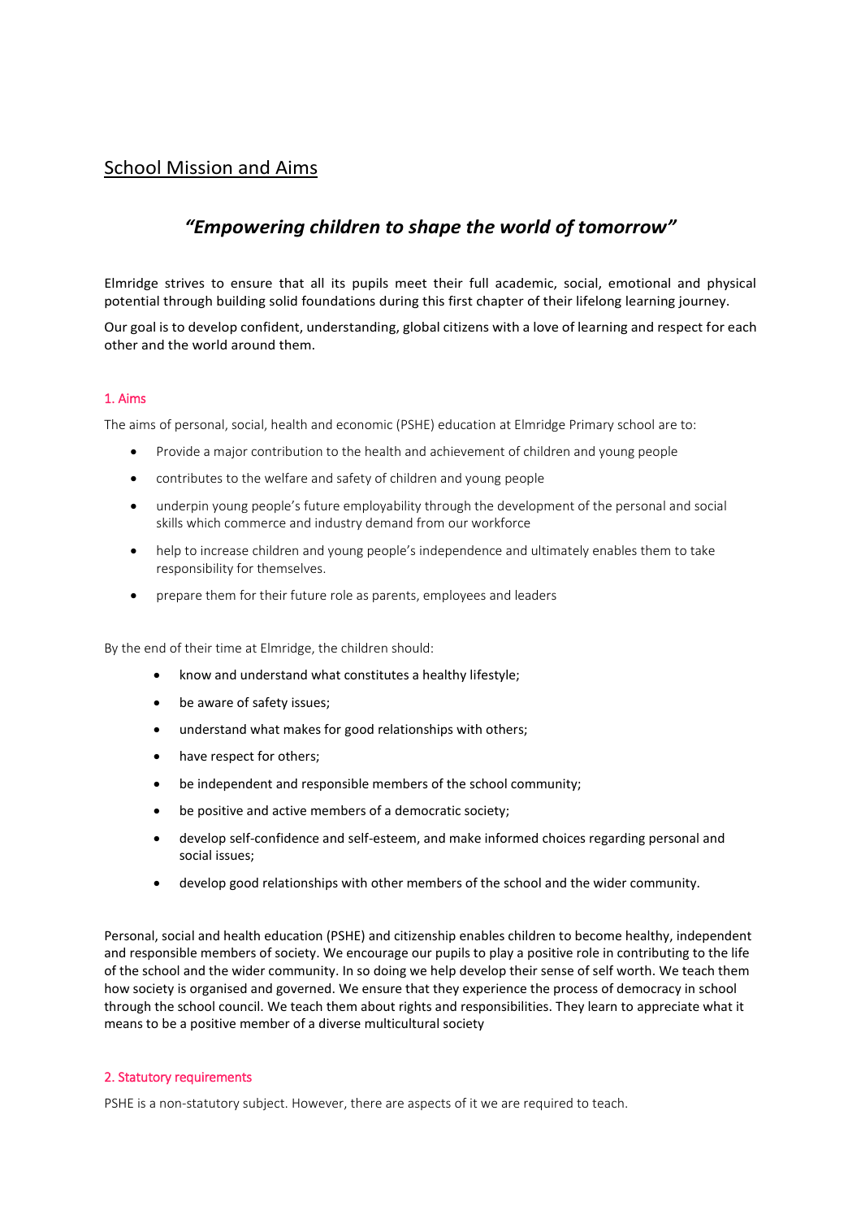## School Mission and Aims

### *"Empowering children to shape the world of tomorrow"*

Elmridge strives to ensure that all its pupils meet their full academic, social, emotional and physical potential through building solid foundations during this first chapter of their lifelong learning journey.

Our goal is to develop confident, understanding, global citizens with a love of learning and respect for each other and the world around them.

#### 1. Aims

The aims of personal, social, health and economic (PSHE) education at Elmridge Primary school are to:

- Provide a major contribution to the health and achievement of children and young people
- contributes to the welfare and safety of children and young people
- underpin young people's future employability through the development of the personal and social skills which commerce and industry demand from our workforce
- help to increase children and young people's independence and ultimately enables them to take responsibility for themselves.
- prepare them for their future role as parents, employees and leaders

By the end of their time at Elmridge, the children should:

- know and understand what constitutes a healthy lifestyle;
- be aware of safety issues;
- understand what makes for good relationships with others;
- have respect for others;
- be independent and responsible members of the school community;
- be positive and active members of a democratic society;
- develop self-confidence and self-esteem, and make informed choices regarding personal and social issues;
- develop good relationships with other members of the school and the wider community.

Personal, social and health education (PSHE) and citizenship enables children to become healthy, independent and responsible members of society. We encourage our pupils to play a positive role in contributing to the life of the school and the wider community. In so doing we help develop their sense of self worth. We teach them how society is organised and governed. We ensure that they experience the process of democracy in school through the school council. We teach them about rights and responsibilities. They learn to appreciate what it means to be a positive member of a diverse multicultural society

#### 2. Statutory requirements

PSHE is a non-statutory subject. However, there are aspects of it we are required to teach.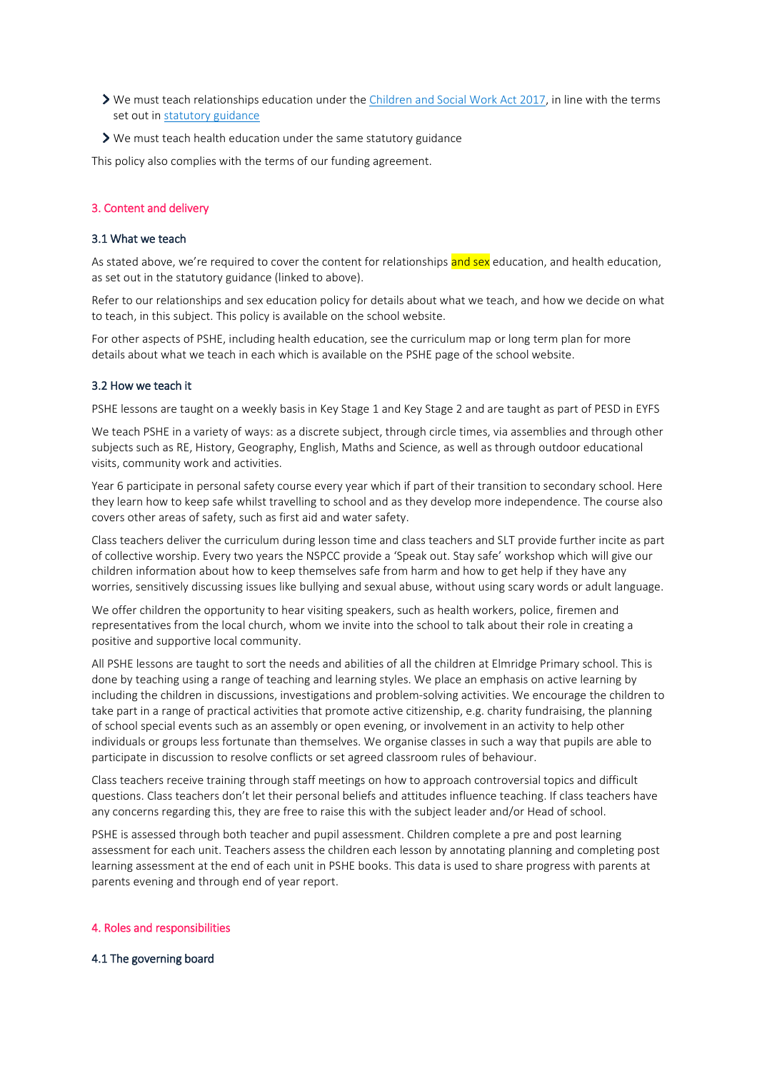- We must teach relationships education under the [Children and Social Work Act 2017](), in line with the terms set out in [statutory guidance]()
- We must teach health education under the same statutory guidance

This policy also complies with the terms of our funding agreement.

## 3. Content and delivery

### 3.1 What we teach

As stated above, we're required to cover the content for relationships and sex education, and health education, as set out in the statutory guidance (linked to above).

Refer to our relationships and sex education policy for details about what we teach, and how we decide on what to teach, in this subject. This policy is available on the school website.

For other aspects of PSHE, including health education, see the curriculum map or long term plan for more details about what we teach in each which is available on the PSHE page of the school website.

### 3.2 How we teach it

PSHE lessons are taught on a weekly basis in Key Stage 1 and Key Stage 2 and are taught as part of PESD in EYFS

We teach PSHE in a variety of ways: as a discrete subject, through circle times, via assemblies and through other subjects such as RE, History, Geography, English, Maths and Science, as well as through outdoor educational visits, community work and activities.

Year 6 participate in personal safety course every year which if part of their transition to secondary school. Here they learn how to keep safe whilst travelling to school and as they develop more independence. The course also covers other areas of safety, such as first aid and water safety.

Class teachers deliver the curriculum during lesson time and class teachers and SLT provide further incite as part of collective worship. Every two years the NSPCC provide a 'Speak out. Stay safe' workshop which will give our children information about how to keep themselves safe from harm and how to get help if they have any worries, sensitively discussing issues like bullying and sexual abuse, without using scary words or adult language.

We offer children the opportunity to hear visiting speakers, such as health workers, police, firemen and representatives from the local church, whom we invite into the school to talk about their role in creating a positive and supportive local community.

All PSHE lessons are taught to sort the needs and abilities of all the children at Elmridge Primary school. This is done by teaching using a range of teaching and learning styles. We place an emphasis on active learning by including the children in discussions, investigations and problem-solving activities. We encourage the children to take part in a range of practical activities that promote active citizenship, e.g. charity fundraising, the planning of school special events such as an assembly or open evening, or involvement in an activity to help other individuals or groups less fortunate than themselves. We organise classes in such a way that pupils are able to participate in discussion to resolve conflicts or set agreed classroom rules of behaviour.

Class teachers receive training through staff meetings on how to approach controversial topics and difficult questions. Class teachers don't let their personal beliefs and attitudes influence teaching. If class teachers have any concerns regarding this, they are free to raise this with the subject leader and/or Head of school.

PSHE is assessed through both teacher and pupil assessment. Children complete a pre and post learning assessment for each unit. Teachers assess the children each lesson by annotating planning and completing post learning assessment at the end of each unit in PSHE books. This data is used to share progress with parents at parents evening and through end of year report.

## 4. Roles and responsibilities

### 4.1 The governing board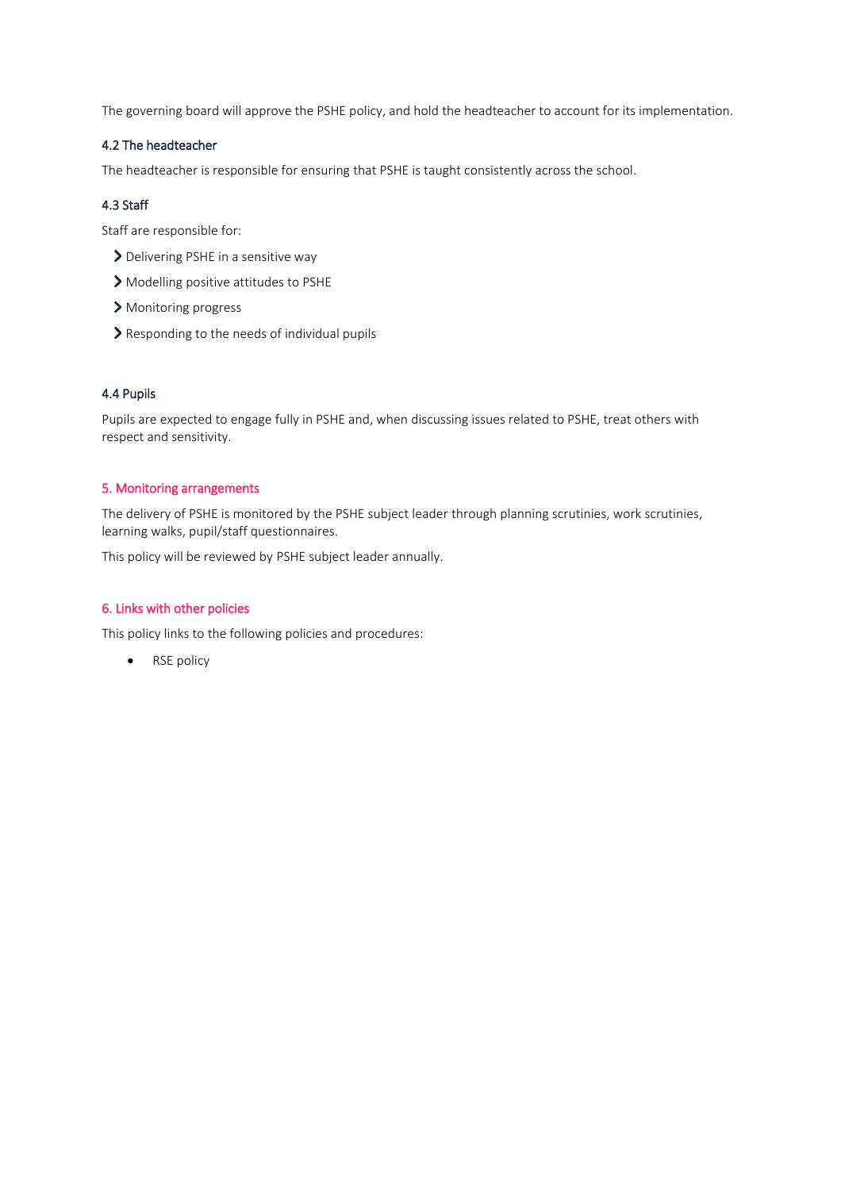The governing board will approve the PSHE policy, and hold the headteacher to account for its implementation.

### 4.2 The headteacher

The headteacher is responsible for ensuring that PSHE is taught consistently across the school.

### 4.3 Staff

Staff are responsible for:

- Delivering PSHE in a sensitive way
- Modelling positive attitudes to PSHE
- Monitoring progress
- Responding to the needs of individual pupils

### 4.4 Pupils

Pupils are expected to engage fully in PSHE and, when discussing issues related to PSHE, treat others with respect and sensitivity.

## 5. Monitoring arrangements

The delivery of PSHE is monitored by the PSHE subject leader through planning scrutinies, work scrutinies, learning walks, pupil/staff questionnaires.

This policy will be reviewed by PSHE subject leader annually.

## 6. Links with other policies

This policy links to the following policies and procedures:

- RSE policy